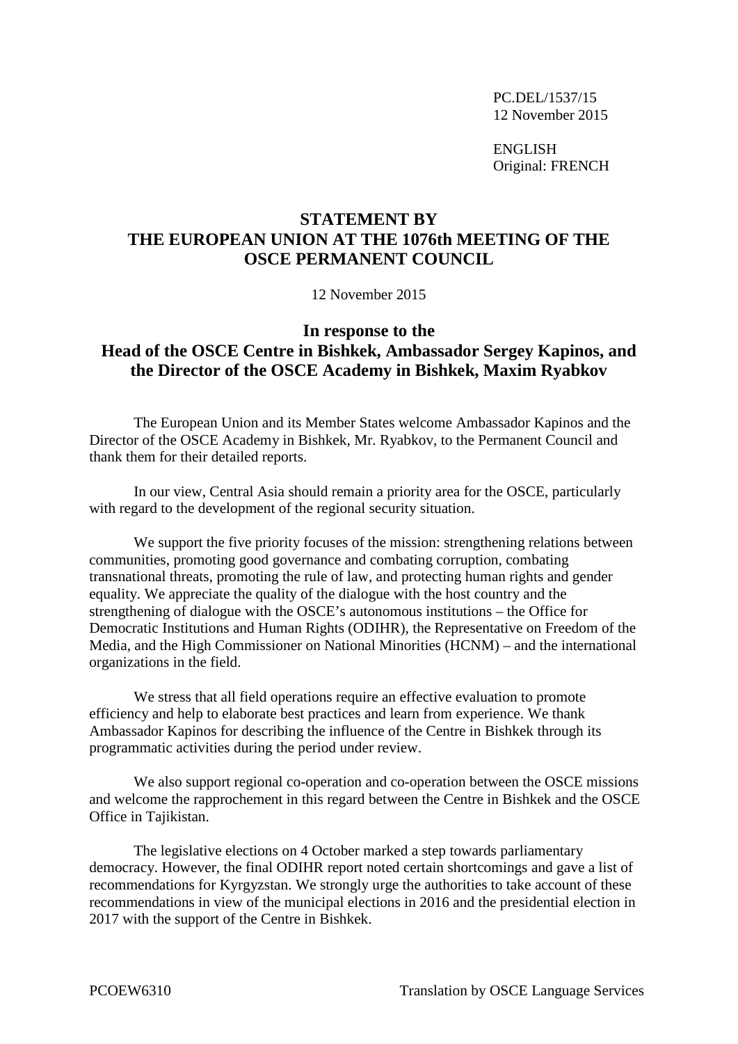PC.DEL/1537/15
12 November 2015

ENGLISH
Original: FRENCH

# STATEMENT BY THE EUROPEAN UNION AT THE 1076th MEETING OF THE OSCE PERMANENT COUNCIL

12 November 2015

## In response to the Head of the OSCE Centre in Bishkek, Ambassador Sergey Kapinos, and the Director of the OSCE Academy in Bishkek, Maxim Ryabkov

The European Union and its Member States welcome Ambassador Kapinos and the Director of the OSCE Academy in Bishkek, Mr. Ryabkov, to the Permanent Council and thank them for their detailed reports.

In our view, Central Asia should remain a priority area for the OSCE, particularly with regard to the development of the regional security situation.

We support the five priority focuses of the mission: strengthening relations between communities, promoting good governance and combating corruption, combating transnational threats, promoting the rule of law, and protecting human rights and gender equality. We appreciate the quality of the dialogue with the host country and the strengthening of dialogue with the OSCE's autonomous institutions – the Office for Democratic Institutions and Human Rights (ODIHR), the Representative on Freedom of the Media, and the High Commissioner on National Minorities (HCNM) – and the international organizations in the field.

We stress that all field operations require an effective evaluation to promote efficiency and help to elaborate best practices and learn from experience. We thank Ambassador Kapinos for describing the influence of the Centre in Bishkek through its programmatic activities during the period under review.

We also support regional co-operation and co-operation between the OSCE missions and welcome the rapprochement in this regard between the Centre in Bishkek and the OSCE Office in Tajikistan.

The legislative elections on 4 October marked a step towards parliamentary democracy. However, the final ODIHR report noted certain shortcomings and gave a list of recommendations for Kyrgyzstan. We strongly urge the authorities to take account of these recommendations in view of the municipal elections in 2016 and the presidential election in 2017 with the support of the Centre in Bishkek.

PCOEW6310 Translation by OSCE Language Services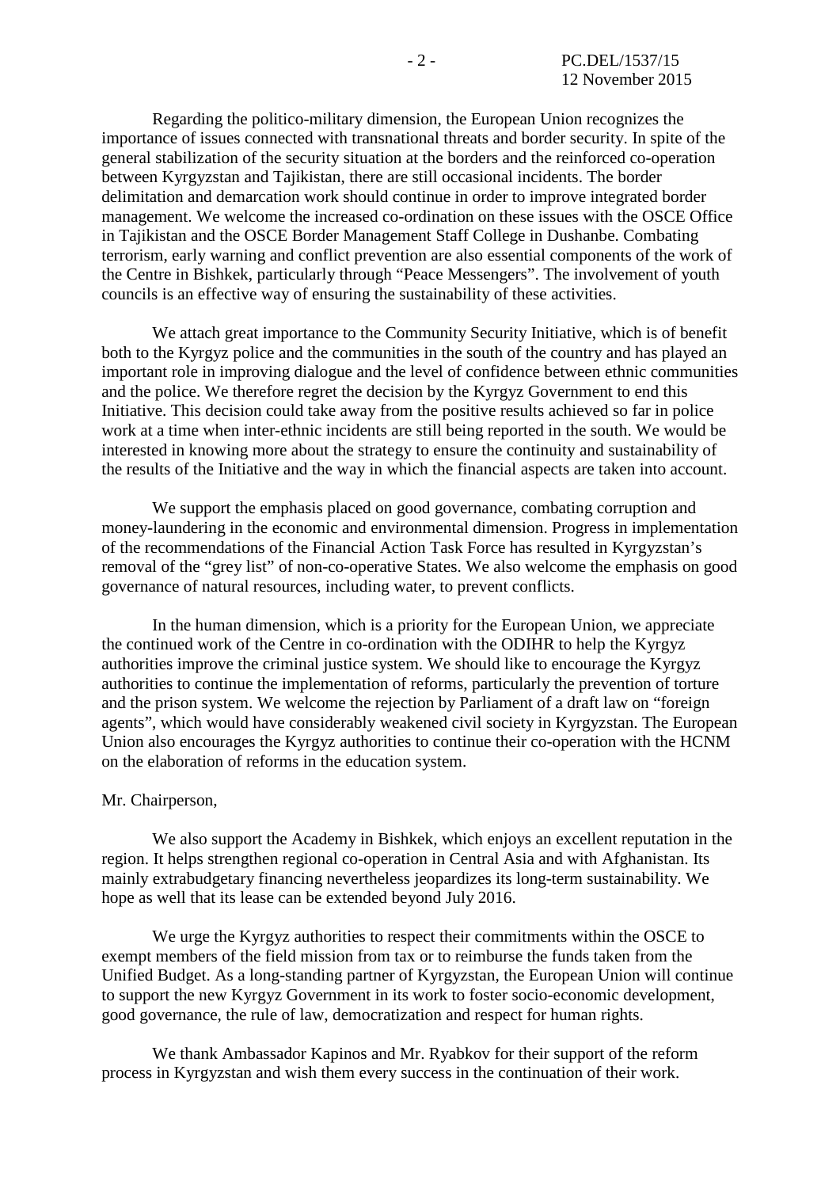Regarding the politico-military dimension, the European Union recognizes the importance of issues connected with transnational threats and border security. In spite of the general stabilization of the security situation at the borders and the reinforced co-operation between Kyrgyzstan and Tajikistan, there are still occasional incidents. The border delimitation and demarcation work should continue in order to improve integrated border management. We welcome the increased co-ordination on these issues with the OSCE Office in Tajikistan and the OSCE Border Management Staff College in Dushanbe. Combating terrorism, early warning and conflict prevention are also essential components of the work of the Centre in Bishkek, particularly through "Peace Messengers". The involvement of youth councils is an effective way of ensuring the sustainability of these activities.

We attach great importance to the Community Security Initiative, which is of benefit both to the Kyrgyz police and the communities in the south of the country and has played an important role in improving dialogue and the level of confidence between ethnic communities and the police. We therefore regret the decision by the Kyrgyz Government to end this Initiative. This decision could take away from the positive results achieved so far in police work at a time when inter-ethnic incidents are still being reported in the south. We would be interested in knowing more about the strategy to ensure the continuity and sustainability of the results of the Initiative and the way in which the financial aspects are taken into account.

We support the emphasis placed on good governance, combating corruption and money-laundering in the economic and environmental dimension. Progress in implementation of the recommendations of the Financial Action Task Force has resulted in Kyrgyzstan's removal of the "grey list" of non-co-operative States. We also welcome the emphasis on good governance of natural resources, including water, to prevent conflicts.

In the human dimension, which is a priority for the European Union, we appreciate the continued work of the Centre in co-ordination with the ODIHR to help the Kyrgyz authorities improve the criminal justice system. We should like to encourage the Kyrgyz authorities to continue the implementation of reforms, particularly the prevention of torture and the prison system. We welcome the rejection by Parliament of a draft law on "foreign agents", which would have considerably weakened civil society in Kyrgyzstan. The European Union also encourages the Kyrgyz authorities to continue their co-operation with the HCNM on the elaboration of reforms in the education system.

Mr. Chairperson,

We also support the Academy in Bishkek, which enjoys an excellent reputation in the region. It helps strengthen regional co-operation in Central Asia and with Afghanistan. Its mainly extrabudgetary financing nevertheless jeopardizes its long-term sustainability. We hope as well that its lease can be extended beyond July 2016.

We urge the Kyrgyz authorities to respect their commitments within the OSCE to exempt members of the field mission from tax or to reimburse the funds taken from the Unified Budget. As a long-standing partner of Kyrgyzstan, the European Union will continue to support the new Kyrgyz Government in its work to foster socio-economic development, good governance, the rule of law, democratization and respect for human rights.

We thank Ambassador Kapinos and Mr. Ryabkov for their support of the reform process in Kyrgyzstan and wish them every success in the continuation of their work.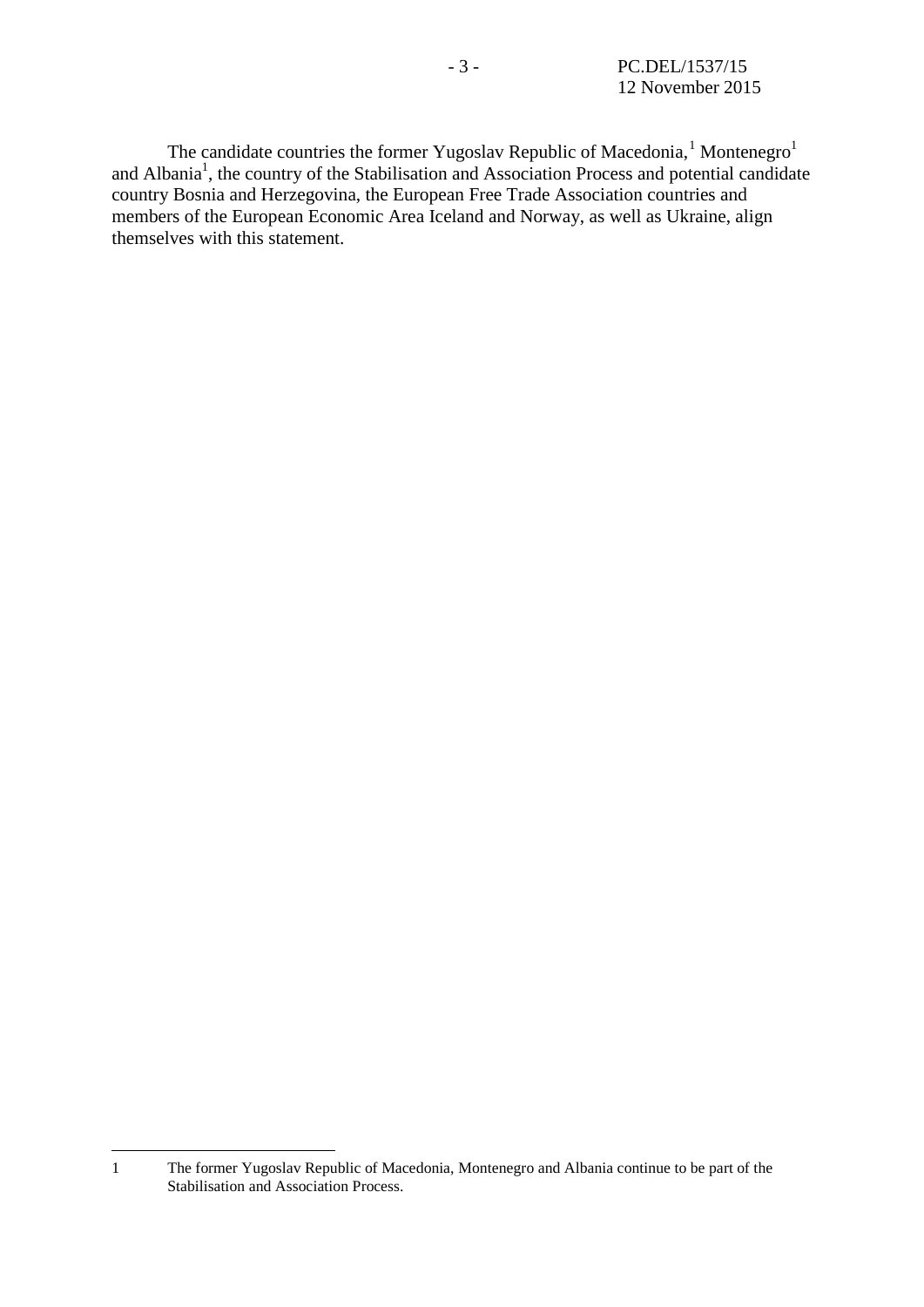The candidate countries the former Yugoslav Republic of Macedonia,[1] Montenegro[1] and Albania[1], the country of the Stabilisation and Association Process and potential candidate country Bosnia and Herzegovina, the European Free Trade Association countries and members of the European Economic Area Iceland and Norway, as well as Ukraine, align themselves with this statement.

---

1 The former Yugoslav Republic of Macedonia, Montenegro and Albania continue to be part of the Stabilisation and Association Process.